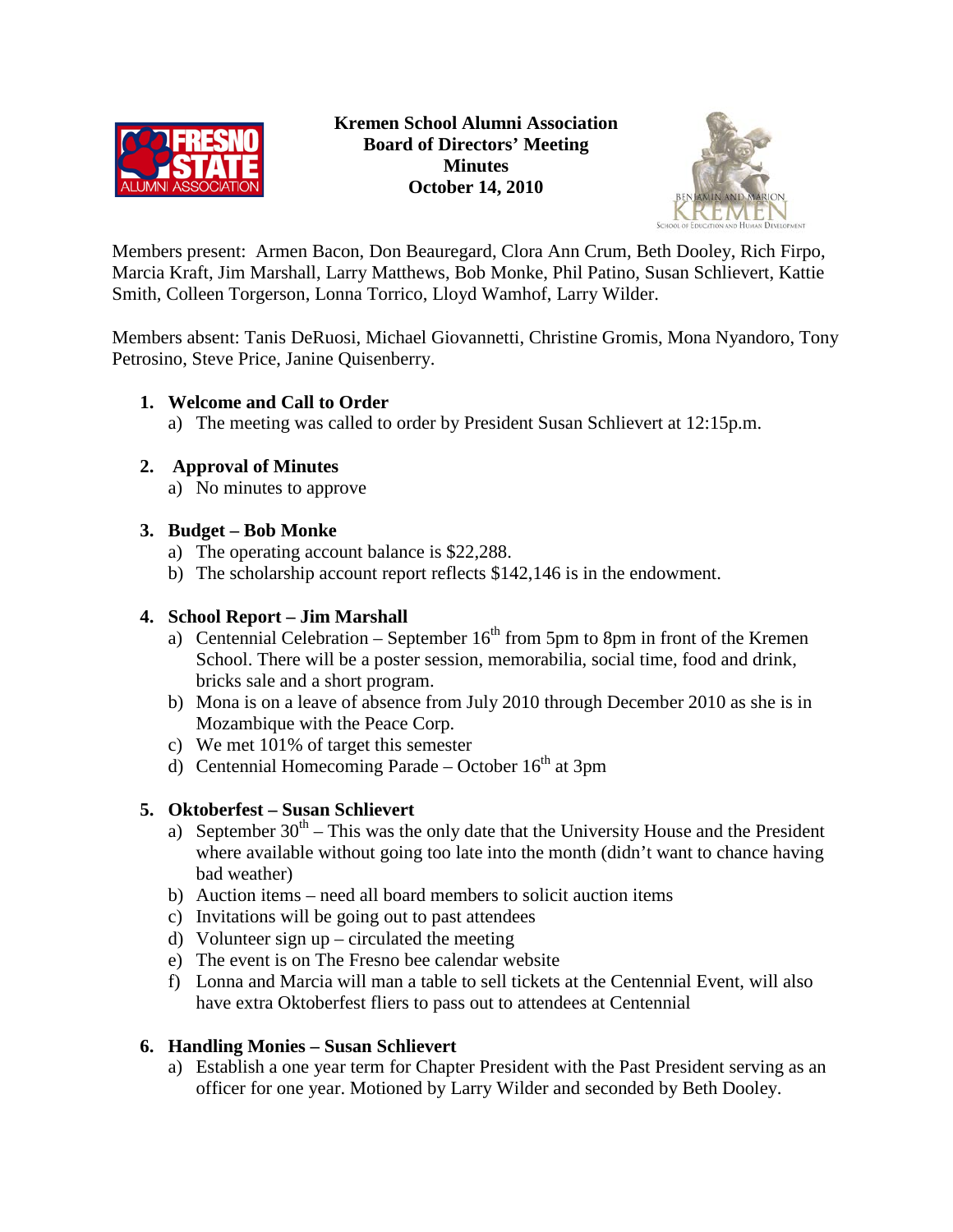**Kremen School Alumni Association**
**Board of Directors' Meeting**
**Minutes**
**October 14, 2010**

Members present: Armen Bacon, Don Beauregard, Clora Ann Crum, Beth Dooley, Rich Firpo, Marcia Kraft, Jim Marshall, Larry Matthews, Bob Monke, Phil Patino, Susan Schlievert, Kattie Smith, Colleen Torgerson, Lonna Torrico, Lloyd Wamhof, Larry Wilder.

Members absent: Tanis DeRuosi, Michael Giovannetti, Christine Gromis, Mona Nyandoro, Tony Petrosino, Steve Price, Janine Quisenberry.

1. **Welcome and Call to Order**
   a) The meeting was called to order by President Susan Schlievert at 12:15p.m.

2. **Approval of Minutes**
   a) No minutes to approve

3. **Budget – Bob Monke**
   a) The operating account balance is $22,288.
   b) The scholarship account report reflects $142,146 is in the endowment.

4. **School Report – Jim Marshall**
   a) Centennial Celebration – September 16th from 5pm to 8pm in front of the Kremen School. There will be a poster session, memorabilia, social time, food and drink, bricks sale and a short program.
   b) Mona is on a leave of absence from July 2010 through December 2010 as she is in Mozambique with the Peace Corp.
   c) We met 101% of target this semester
   d) Centennial Homecoming Parade – October 16th at 3pm

5. **Oktoberfest – Susan Schlievert**
   a) September 30th – This was the only date that the University House and the President where available without going too late into the month (didn't want to chance having bad weather)
   b) Auction items – need all board members to solicit auction items
   c) Invitations will be going out to past attendees
   d) Volunteer sign up – circulated the meeting
   e) The event is on The Fresno bee calendar website
   f) Lonna and Marcia will man a table to sell tickets at the Centennial Event, will also have extra Oktoberfest fliers to pass out to attendees at Centennial

6. **Handling Monies – Susan Schlievert**
   a) Establish a one year term for Chapter President with the Past President serving as an officer for one year. Motioned by Larry Wilder and seconded by Beth Dooley.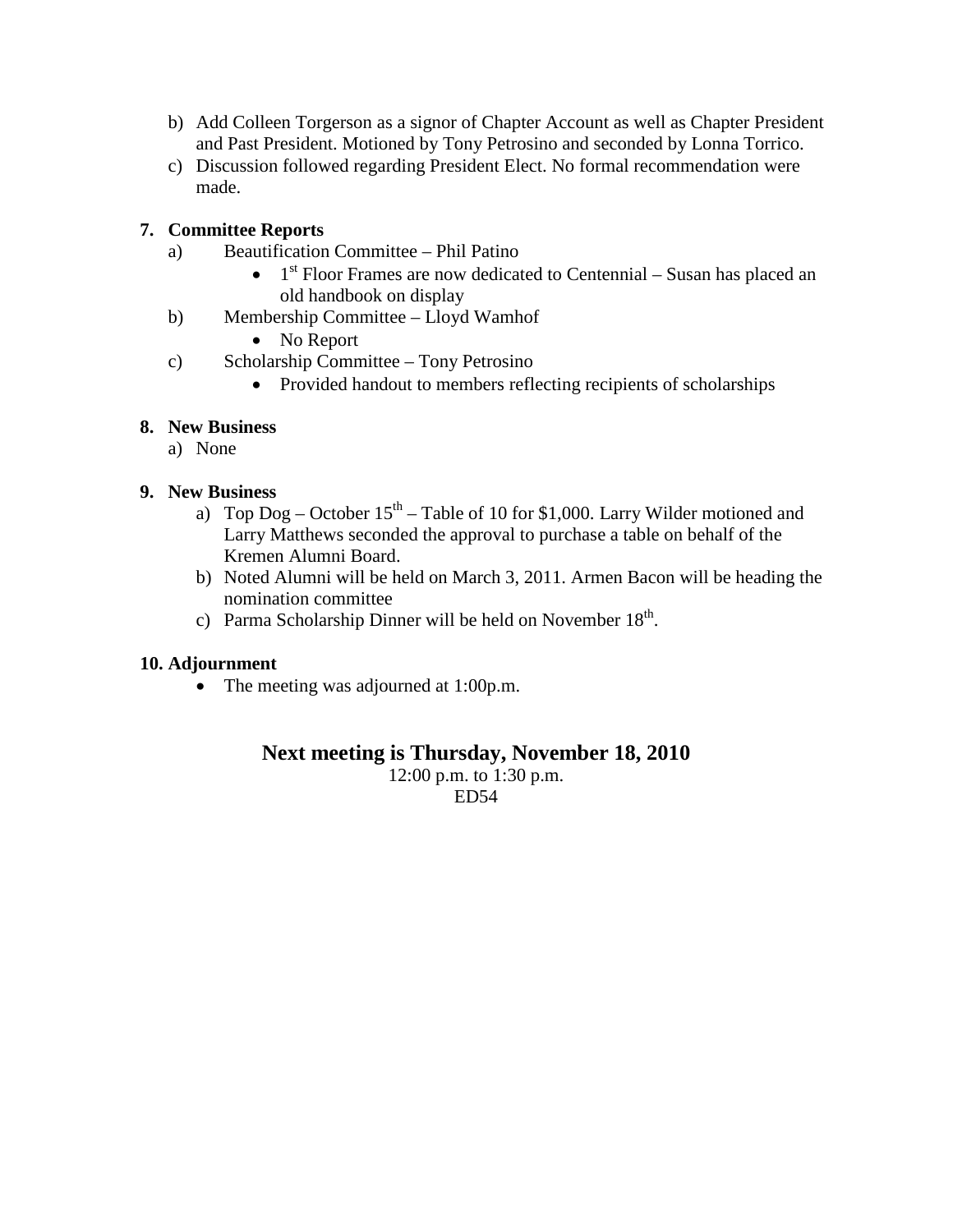b) Add Colleen Torgerson as a signor of Chapter Account as well as Chapter President and Past President. Motioned by Tony Petrosino and seconded by Lonna Torrico.

c) Discussion followed regarding President Elect. No formal recommendation were made.

**7. Committee Reports**

a) Beautification Committee – Phil Patino
   - 1st Floor Frames are now dedicated to Centennial – Susan has placed an old handbook on display

b) Membership Committee – Lloyd Wamhof
   - No Report

c) Scholarship Committee – Tony Petrosino
   - Provided handout to members reflecting recipients of scholarships

**8. New Business**

a) None

**9. New Business**

a) Top Dog – October 15th – Table of 10 for $1,000. Larry Wilder motioned and Larry Matthews seconded the approval to purchase a table on behalf of the Kremen Alumni Board.

b) Noted Alumni will be held on March 3, 2011. Armen Bacon will be heading the nomination committee

c) Parma Scholarship Dinner will be held on November 18th.

**10. Adjournment**

- The meeting was adjourned at 1:00p.m.

**Next meeting is Thursday, November 18, 2010**

12:00 p.m. to 1:30 p.m.

ED54